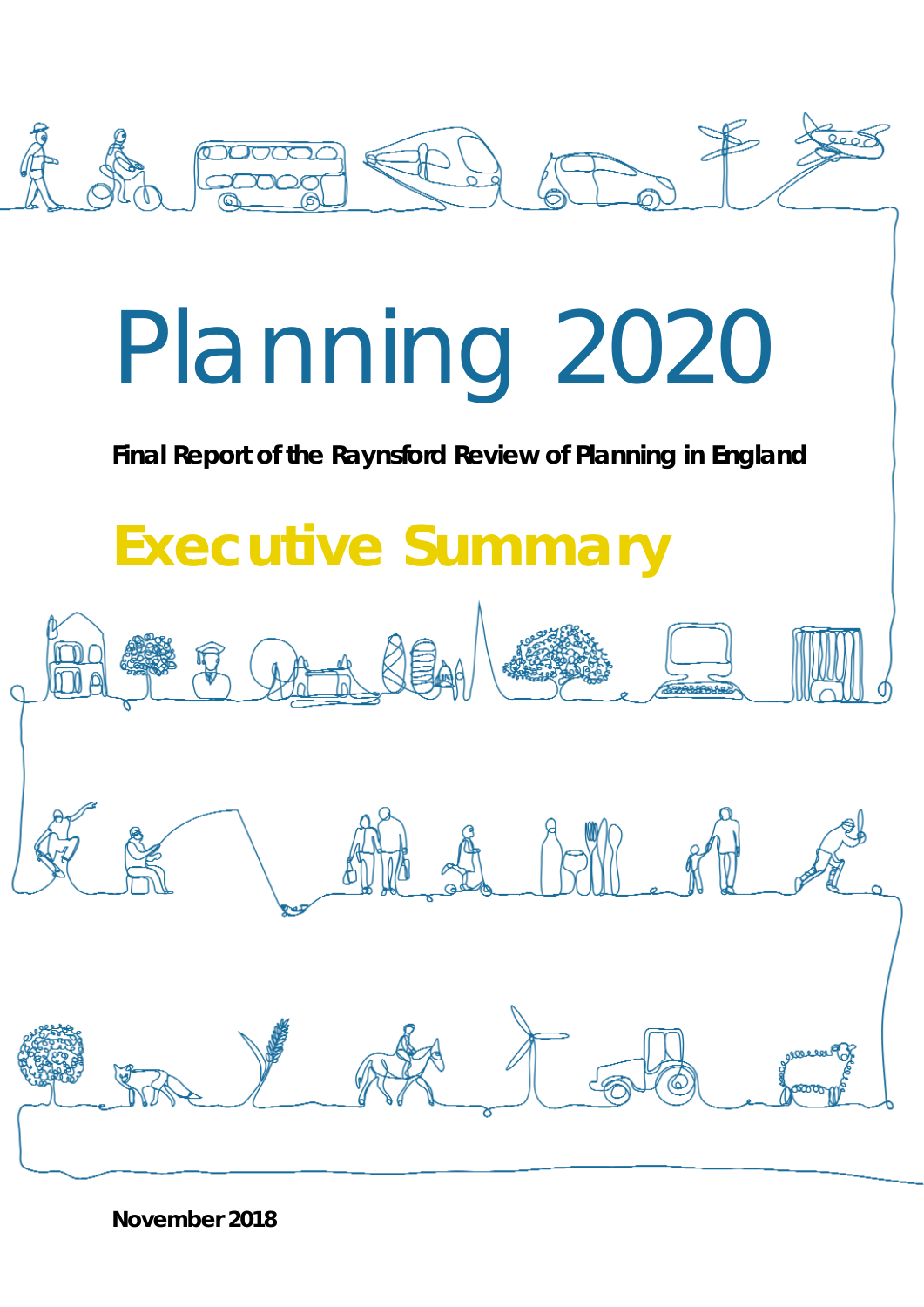# Planning 2020

**Final Report of the Raynsford Review of Planning in England**

## Executive Summary

**November 2018**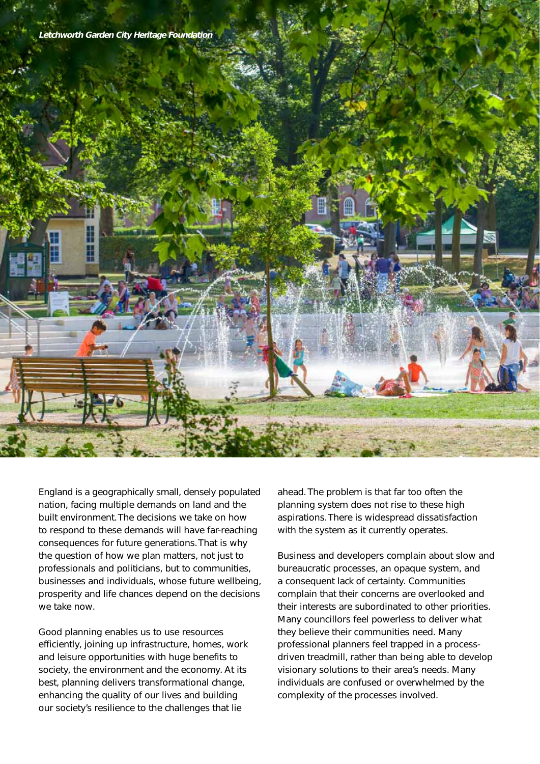*Letchworth Garden City Heritage Foundation*

England is a geographically small, densely populated nation, facing multiple demands on land and the built environment. The decisions we take on how to respond to these demands will have far-reaching consequences for future generations. That is why the question of how we plan matters, not just to professionals and politicians, but to communities, businesses and individuals, whose future wellbeing, prosperity and life chances depend on the decisions we take now.

Good planning enables us to use resources efficiently, joining up infrastructure, homes, work and leisure opportunities with huge benefits to society, the environment and the economy. At its best, planning delivers transformational change, enhancing the quality of our lives and building our society's resilience to the challenges that lie ahead. The problem is that far too often the planning system does not rise to these high aspirations. There is widespread dissatisfaction with the system as it currently operates.

Business and developers complain about slow and bureaucratic processes, an opaque system, and a consequent lack of certainty. Communities complain that their concerns are overlooked and their interests are subordinated to other priorities. Many councillors feel powerless to deliver what they believe their communities need. Many professional planners feel trapped in a process-driven treadmill, rather than being able to develop visionary solutions to their area's needs. Many individuals are confused or overwhelmed by the complexity of the processes involved.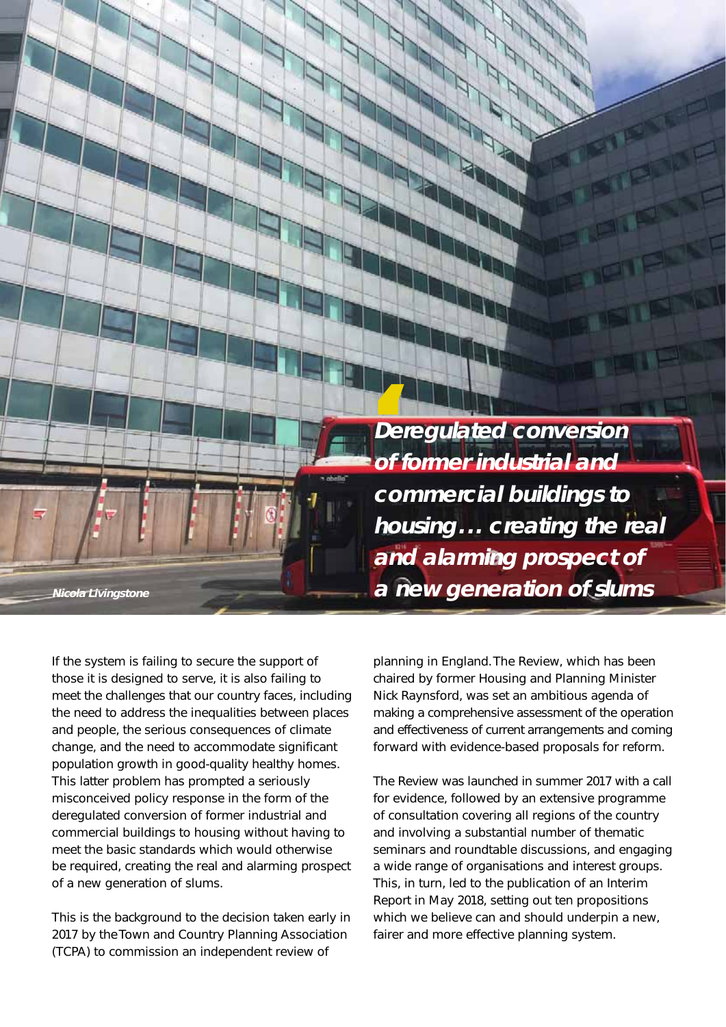*Nicola Livingstone*

> **Deregulated conversion of former industrial and commercial buildings to housing… creating the real and alarming prospect of a new generation of slums**

If the system is failing to secure the support of those it is designed to serve, it is also failing to meet the challenges that our country faces, including the need to address the inequalities between places and people, the serious consequences of climate change, and the need to accommodate significant population growth in good-quality healthy homes. This latter problem has prompted a seriously misconceived policy response in the form of the deregulated conversion of former industrial and commercial buildings to housing without having to meet the basic standards which would otherwise be required, creating the real and alarming prospect of a new generation of slums.

This is the background to the decision taken early in 2017 by the Town and Country Planning Association (TCPA) to commission an independent review of planning in England. The Review, which has been chaired by former Housing and Planning Minister Nick Raynsford, was set an ambitious agenda of making a comprehensive assessment of the operation and effectiveness of current arrangements and coming forward with evidence-based proposals for reform.

The Review was launched in summer 2017 with a call for evidence, followed by an extensive programme of consultation covering all regions of the country and involving a substantial number of thematic seminars and roundtable discussions, and engaging a wide range of organisations and interest groups. This, in turn, led to the publication of an Interim Report in May 2018, setting out ten propositions which we believe can and should underpin a new, fairer and more effective planning system.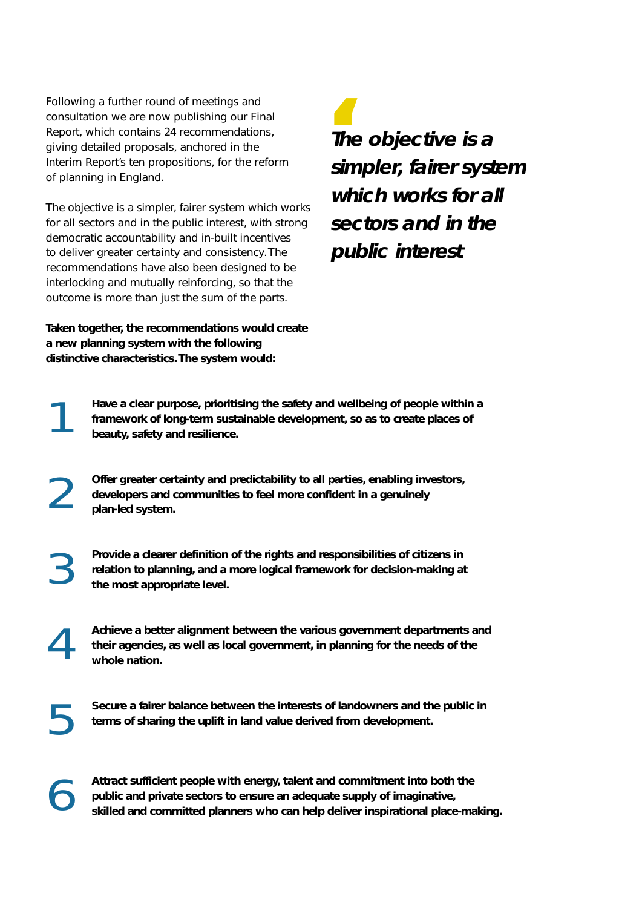Following a further round of meetings and consultation we are now publishing our Final Report, which contains 24 recommendations, giving detailed proposals, anchored in the Interim Report's ten propositions, for the reform of planning in England.

The objective is a simpler, fairer system which works for all sectors and in the public interest, with strong democratic accountability and in-built incentives to deliver greater certainty and consistency. The recommendations have also been designed to be interlocking and mutually reinforcing, so that the outcome is more than just the sum of the parts.

> ***The objective is a simpler, fairer system which works for all sectors and in the public interest***

**Taken together, the recommendations would create a new planning system with the following distinctive characteristics. The system would:**

1. **Have a clear purpose, prioritising the safety and wellbeing of people within a framework of long-term sustainable development, so as to create places of beauty, safety and resilience.**
2. **Offer greater certainty and predictability to all parties, enabling investors, developers and communities to feel more confident in a genuinely plan-led system.**
3. **Provide a clearer definition of the rights and responsibilities of citizens in relation to planning, and a more logical framework for decision-making at the most appropriate level.**
4. **Achieve a better alignment between the various government departments and their agencies, as well as local government, in planning for the needs of the whole nation.**
5. **Secure a fairer balance between the interests of landowners and the public in terms of sharing the uplift in land value derived from development.**
6. **Attract sufficient people with energy, talent and commitment into both the public and private sectors to ensure an adequate supply of imaginative, skilled and committed planners who can help deliver inspirational place-making.**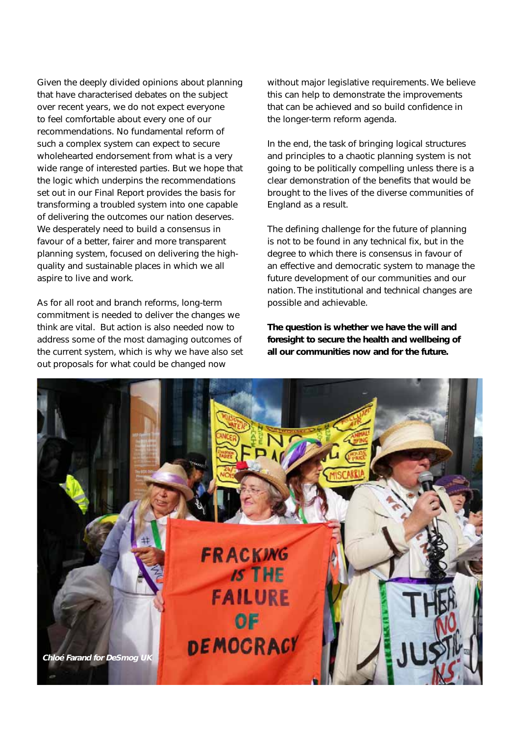Given the deeply divided opinions about planning that have characterised debates on the subject over recent years, we do not expect everyone to feel comfortable about every one of our recommendations. No fundamental reform of such a complex system can expect to secure wholehearted endorsement from what is a very wide range of interested parties. But we hope that the logic which underpins the recommendations set out in our Final Report provides the basis for transforming a troubled system into one capable of delivering the outcomes our nation deserves. We desperately need to build a consensus in favour of a better, fairer and more transparent planning system, focused on delivering the high-quality and sustainable places in which we all aspire to live and work.

As for all root and branch reforms, long-term commitment is needed to deliver the changes we think are vital. But action is also needed now to address some of the most damaging outcomes of the current system, which is why we have also set out proposals for what could be changed now without major legislative requirements. We believe this can help to demonstrate the improvements that can be achieved and so build confidence in the longer-term reform agenda.

In the end, the task of bringing logical structures and principles to a chaotic planning system is not going to be politically compelling unless there is a clear demonstration of the benefits that would be brought to the lives of the diverse communities of England as a result.

The defining challenge for the future of planning is not to be found in any technical fix, but in the degree to which there is consensus in favour of an effective and democratic system to manage the future development of our communities and our nation. The institutional and technical changes are possible and achievable.

**The question is whether we have the will and foresight to secure the health and wellbeing of all our communities now and for the future.**

*Chloé Farand for DeSmog UK*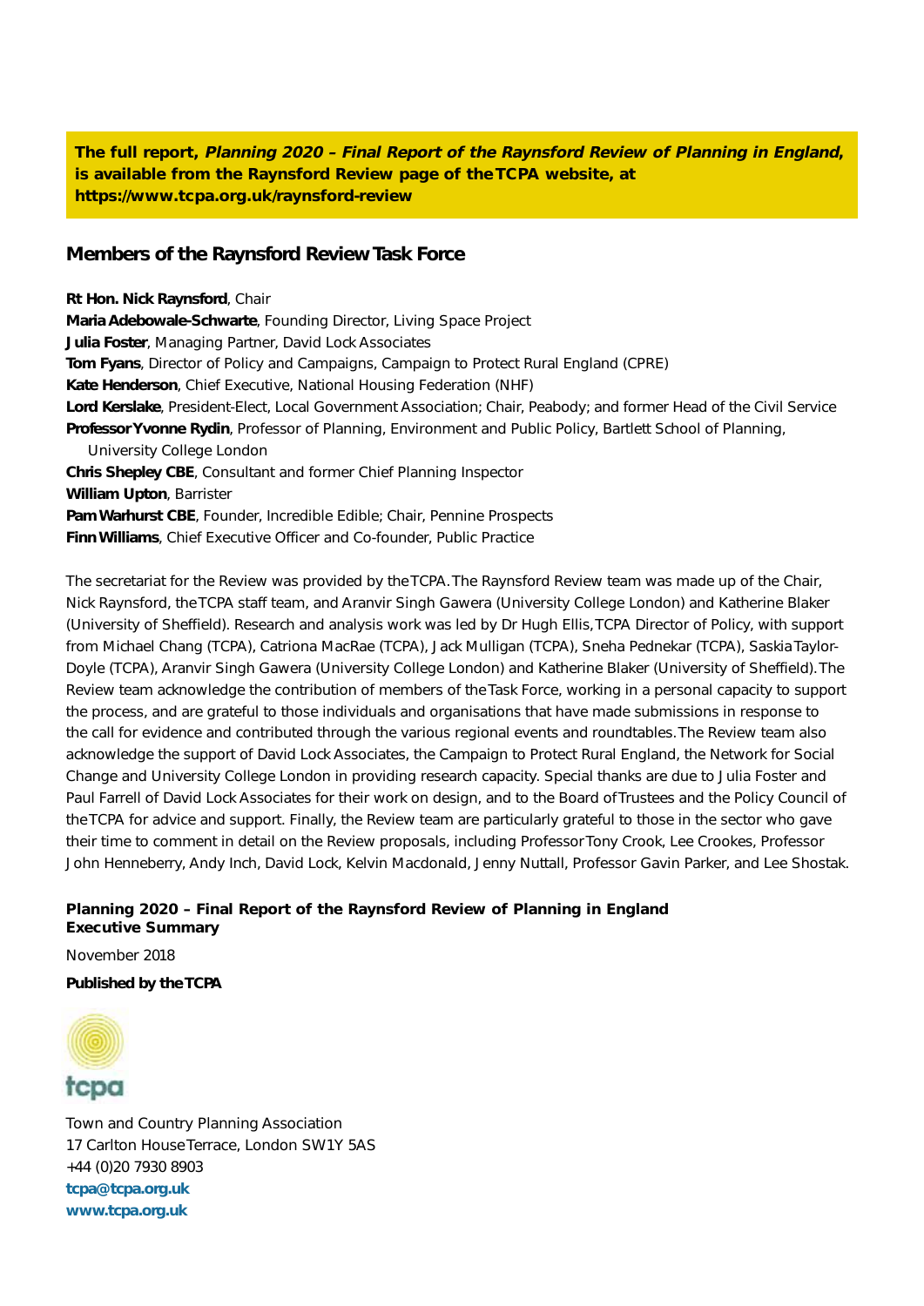**The full report, *Planning 2020 – Final Report of the Raynsford Review of Planning in England*, is available from the Raynsford Review page of the TCPA website, at https://www.tcpa.org.uk/raynsford-review**

## Members of the Raynsford Review Task Force

**Rt Hon. Nick Raynsford**, Chair
**Maria Adebowale-Schwarte**, Founding Director, Living Space Project
**Julia Foster**, Managing Partner, David Lock Associates
**Tom Fyans**, Director of Policy and Campaigns, Campaign to Protect Rural England (CPRE)
**Kate Henderson**, Chief Executive, National Housing Federation (NHF)
**Lord Kerslake**, President-Elect, Local Government Association; Chair, Peabody; and former Head of the Civil Service
**Professor Yvonne Rydin**, Professor of Planning, Environment and Public Policy, Bartlett School of Planning, University College London
**Chris Shepley CBE**, Consultant and former Chief Planning Inspector
**William Upton**, Barrister
**Pam Warhurst CBE**, Founder, Incredible Edible; Chair, Pennine Prospects
**Finn Williams**, Chief Executive Officer and Co-founder, Public Practice

The secretariat for the Review was provided by the TCPA. The Raynsford Review team was made up of the Chair, Nick Raynsford, the TCPA staff team, and Aranvir Singh Gawera (University College London) and Katherine Blaker (University of Sheffield). Research and analysis work was led by Dr Hugh Ellis, TCPA Director of Policy, with support from Michael Chang (TCPA), Catriona MacRae (TCPA), Jack Mulligan (TCPA), Sneha Pednekar (TCPA), Saskia Taylor-Doyle (TCPA), Aranvir Singh Gawera (University College London) and Katherine Blaker (University of Sheffield). The Review team acknowledge the contribution of members of the Task Force, working in a personal capacity to support the process, and are grateful to those individuals and organisations that have made submissions in response to the call for evidence and contributed through the various regional events and roundtables. The Review team also acknowledge the support of David Lock Associates, the Campaign to Protect Rural England, the Network for Social Change and University College London in providing research capacity. Special thanks are due to Julia Foster and Paul Farrell of David Lock Associates for their work on design, and to the Board of Trustees and the Policy Council of the TCPA for advice and support. Finally, the Review team are particularly grateful to those in the sector who gave their time to comment in detail on the Review proposals, including Professor Tony Crook, Lee Crookes, Professor John Henneberry, Andy Inch, David Lock, Kelvin Macdonald, Jenny Nuttall, Professor Gavin Parker, and Lee Shostak.

**Planning 2020 – Final Report of the Raynsford Review of Planning in England**
**Executive Summary**

November 2018

**Published by the TCPA**

tcpa

Town and Country Planning Association
17 Carlton House Terrace, London SW1Y 5AS
+44 (0)20 7930 8903
**tcpa@tcpa.org.uk**
**www.tcpa.org.uk**